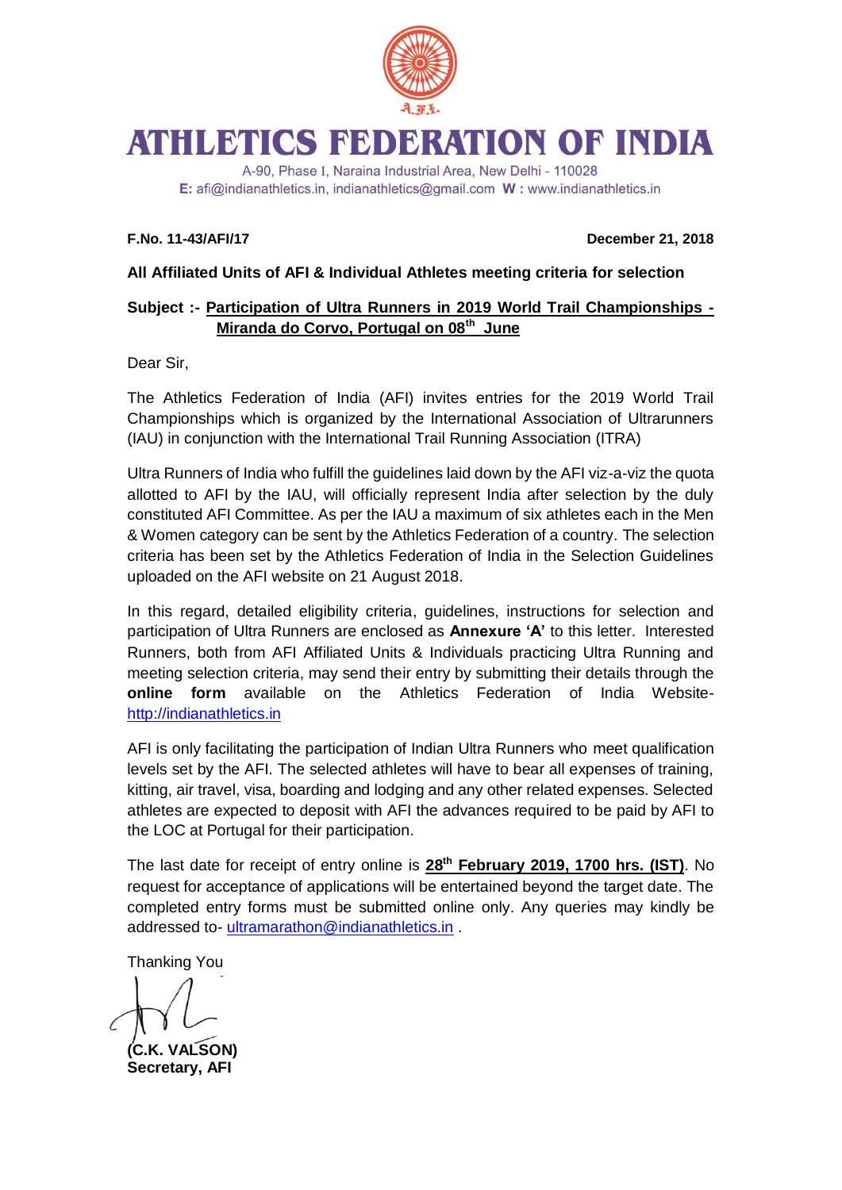# ATHLETICS FEDERATION OF INDIA

A-90, Phase I, Naraina Industrial Area, New Delhi - 110028
**E:** afi@indianathletics.in, indianathletics@gmail.com **W :** www.indianathletics.in

**F.No. 11-43/AFI/17** **December 21, 2018**

**All Affiliated Units of AFI & Individual Athletes meeting criteria for selection**

**Subject :- Participation of Ultra Runners in 2019 World Trail Championships - Miranda do Corvo, Portugal on 08th June**

Dear Sir,

The Athletics Federation of India (AFI) invites entries for the 2019 World Trail Championships which is organized by the International Association of Ultrarunners (IAU) in conjunction with the International Trail Running Association (ITRA)

Ultra Runners of India who fulfill the guidelines laid down by the AFI viz-a-viz the quota allotted to AFI by the IAU, will officially represent India after selection by the duly constituted AFI Committee. As per the IAU a maximum of six athletes each in the Men & Women category can be sent by the Athletics Federation of a country. The selection criteria has been set by the Athletics Federation of India in the Selection Guidelines uploaded on the AFI website on 21 August 2018.

In this regard, detailed eligibility criteria, guidelines, instructions for selection and participation of Ultra Runners are enclosed as **Annexure 'A'** to this letter. Interested Runners, both from AFI Affiliated Units & Individuals practicing Ultra Running and meeting selection criteria, may send their entry by submitting their details through the **online form** available on the Athletics Federation of India Website- http://indianathletics.in

AFI is only facilitating the participation of Indian Ultra Runners who meet qualification levels set by the AFI. The selected athletes will have to bear all expenses of training, kitting, air travel, visa, boarding and lodging and any other related expenses. Selected athletes are expected to deposit with AFI the advances required to be paid by AFI to the LOC at Portugal for their participation.

The last date for receipt of entry online is **28th February 2019, 1700 hrs. (IST)**. No request for acceptance of applications will be entertained beyond the target date. The completed entry forms must be submitted online only. Any queries may kindly be addressed to- ultramarathon@indianathletics.in .

Thanking You

**(C.K. VALSON)**
**Secretary, AFI**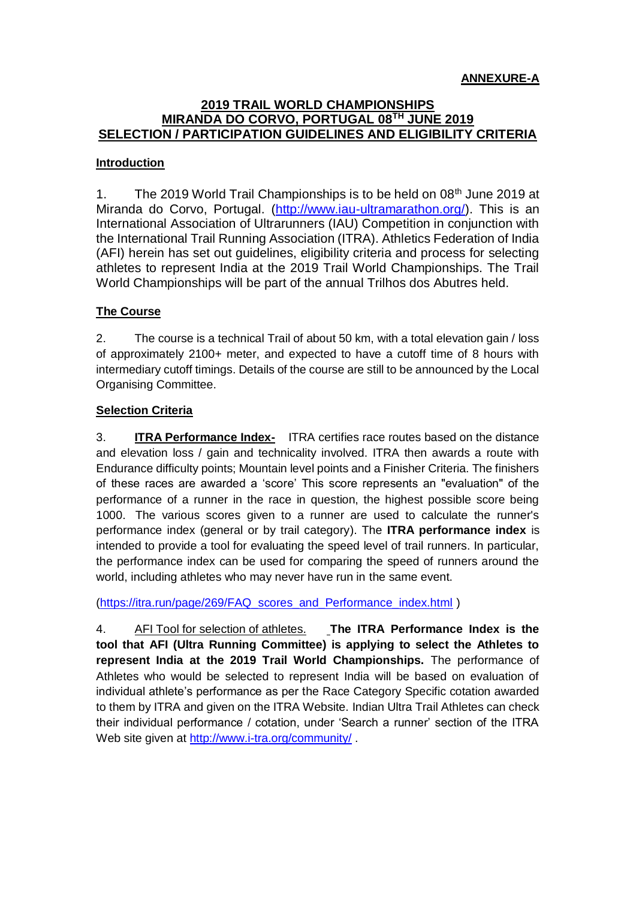**ANNEXURE-A**

## 2019 TRAIL WORLD CHAMPIONSHIPS
## MIRANDA DO CORVO, PORTUGAL 08TH JUNE 2019
## SELECTION / PARTICIPATION GUIDELINES AND ELIGIBILITY CRITERIA

### Introduction

1. The 2019 World Trail Championships is to be held on 08th June 2019 at Miranda do Corvo, Portugal. (http://www.iau-ultramarathon.org/). This is an International Association of Ultrarunners (IAU) Competition in conjunction with the International Trail Running Association (ITRA). Athletics Federation of India (AFI) herein has set out guidelines, eligibility criteria and process for selecting athletes to represent India at the 2019 Trail World Championships. The Trail World Championships will be part of the annual Trilhos dos Abutres held.

### The Course

2. The course is a technical Trail of about 50 km, with a total elevation gain / loss of approximately 2100+ meter, and expected to have a cutoff time of 8 hours with intermediary cutoff timings. Details of the course are still to be announced by the Local Organising Committee.

### Selection Criteria

3. **ITRA Performance Index-** ITRA certifies race routes based on the distance and elevation loss / gain and technicality involved. ITRA then awards a route with Endurance difficulty points; Mountain level points and a Finisher Criteria. The finishers of these races are awarded a 'score' This score represents an "evaluation" of the performance of a runner in the race in question, the highest possible score being 1000. The various scores given to a runner are used to calculate the runner's performance index (general or by trail category). The **ITRA performance index** is intended to provide a tool for evaluating the speed level of trail runners. In particular, the performance index can be used for comparing the speed of runners around the world, including athletes who may never have run in the same event.

(https://itra.run/page/269/FAQ_scores_and_Performance_index.html )

4. AFI Tool for selection of athletes. **The ITRA Performance Index is the tool that AFI (Ultra Running Committee) is applying to select the Athletes to represent India at the 2019 Trail World Championships.** The performance of Athletes who would be selected to represent India will be based on evaluation of individual athlete's performance as per the Race Category Specific cotation awarded to them by ITRA and given on the ITRA Website. Indian Ultra Trail Athletes can check their individual performance / cotation, under 'Search a runner' section of the ITRA Web site given at http://www.i-tra.org/community/ .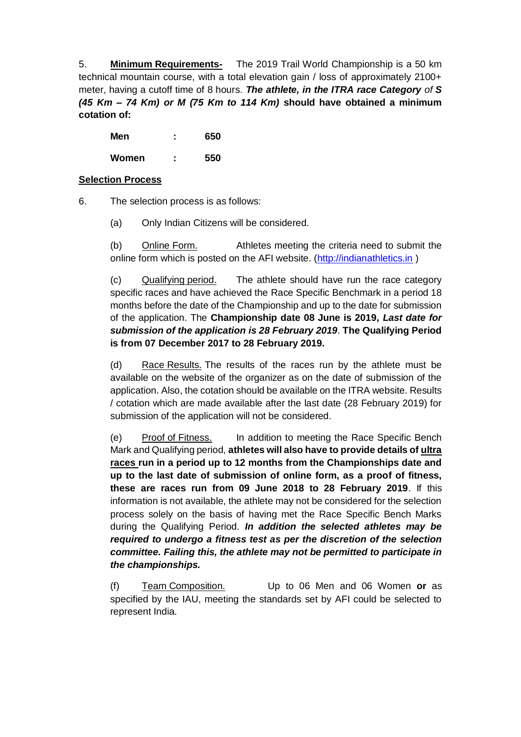5. **<u>Minimum Requirements-</u>** The 2019 Trail World Championship is a 50 km technical mountain course, with a total elevation gain / loss of approximately 2100+ meter, having a cutoff time of 8 hours. ***The athlete, in the ITRA race Category** of **S (45 Km – 74 Km) or M (75 Km to 114 Km)*** **should have obtained a minimum cotation of:**

| | | |
|---|---|---|
| **Men** | **:** | **650** |
| **Women** | **:** | **550** |

**<u>Selection Process</u>**

6. The selection process is as follows:

(a) Only Indian Citizens will be considered.

(b) <u>Online Form.</u> Athletes meeting the criteria need to submit the online form which is posted on the AFI website. (http://indianathletics.in )

(c) <u>Qualifying period.</u> The athlete should have run the race category specific races and have achieved the Race Specific Benchmark in a period 18 months before the date of the Championship and up to the date for submission of the application. The **Championship date 08 June is 2019, *Last date for submission of the application is 28 February 2019***. **The Qualifying Period is from 07 December 2017 to 28 February 2019.**

(d) <u>Race Results.</u> The results of the races run by the athlete must be available on the website of the organizer as on the date of submission of the application. Also, the cotation should be available on the ITRA website. Results / cotation which are made available after the last date (28 February 2019) for submission of the application will not be considered.

(e) <u>Proof of Fitness.</u> In addition to meeting the Race Specific Bench Mark and Qualifying period, **athletes will also have to provide details of <u>ultra races</u> run in a period up to 12 months from the Championships date and up to the last date of submission of online form, as a proof of fitness, these are races run from 09 June 2018 to 28 February 2019**. If this information is not available, the athlete may not be considered for the selection process solely on the basis of having met the Race Specific Bench Marks during the Qualifying Period. ***In addition the selected athletes may be required to undergo a fitness test as per the discretion of the selection committee. Failing this, the athlete may not be permitted to participate in the championships.***

(f) <u>Team Composition.</u> Up to 06 Men and 06 Women **or** as specified by the IAU, meeting the standards set by AFI could be selected to represent India.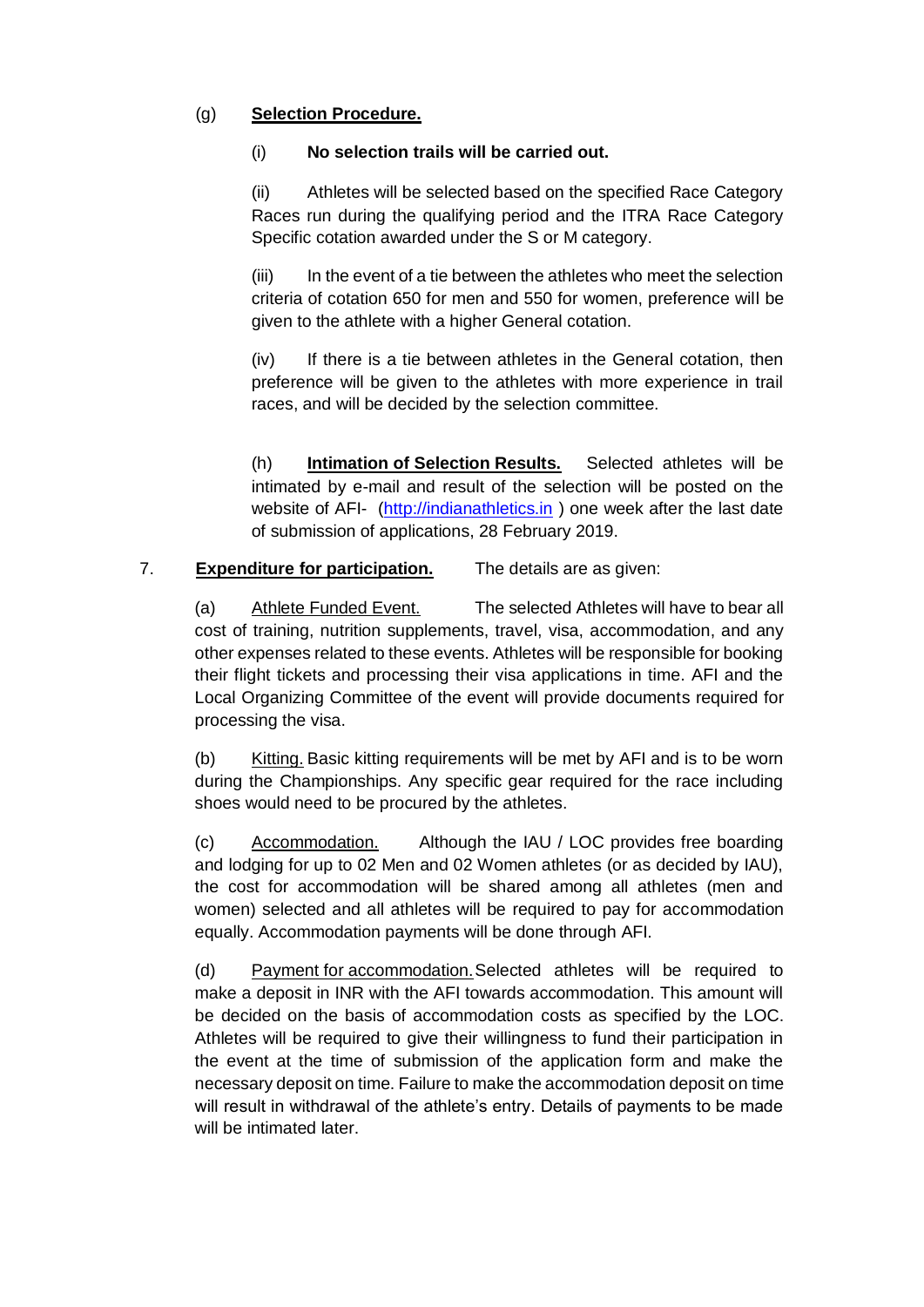(g) **Selection Procedure.**

(i) **No selection trails will be carried out.**

(ii) Athletes will be selected based on the specified Race Category Races run during the qualifying period and the ITRA Race Category Specific cotation awarded under the S or M category.

(iii) In the event of a tie between the athletes who meet the selection criteria of cotation 650 for men and 550 for women, preference will be given to the athlete with a higher General cotation.

(iv) If there is a tie between athletes in the General cotation, then preference will be given to the athletes with more experience in trail races, and will be decided by the selection committee.

(h) **Intimation of Selection Results.** Selected athletes will be intimated by e-mail and result of the selection will be posted on the website of AFI- ([http://indianathletics.in](http://indianathletics.in) ) one week after the last date of submission of applications, 28 February 2019.

7. **Expenditure for participation.** The details are as given:

(a) Athlete Funded Event. The selected Athletes will have to bear all cost of training, nutrition supplements, travel, visa, accommodation, and any other expenses related to these events. Athletes will be responsible for booking their flight tickets and processing their visa applications in time. AFI and the Local Organizing Committee of the event will provide documents required for processing the visa.

(b) Kitting. Basic kitting requirements will be met by AFI and is to be worn during the Championships. Any specific gear required for the race including shoes would need to be procured by the athletes.

(c) Accommodation. Although the IAU / LOC provides free boarding and lodging for up to 02 Men and 02 Women athletes (or as decided by IAU), the cost for accommodation will be shared among all athletes (men and women) selected and all athletes will be required to pay for accommodation equally. Accommodation payments will be done through AFI.

(d) Payment for accommodation. Selected athletes will be required to make a deposit in INR with the AFI towards accommodation. This amount will be decided on the basis of accommodation costs as specified by the LOC. Athletes will be required to give their willingness to fund their participation in the event at the time of submission of the application form and make the necessary deposit on time. Failure to make the accommodation deposit on time will result in withdrawal of the athlete's entry. Details of payments to be made will be intimated later.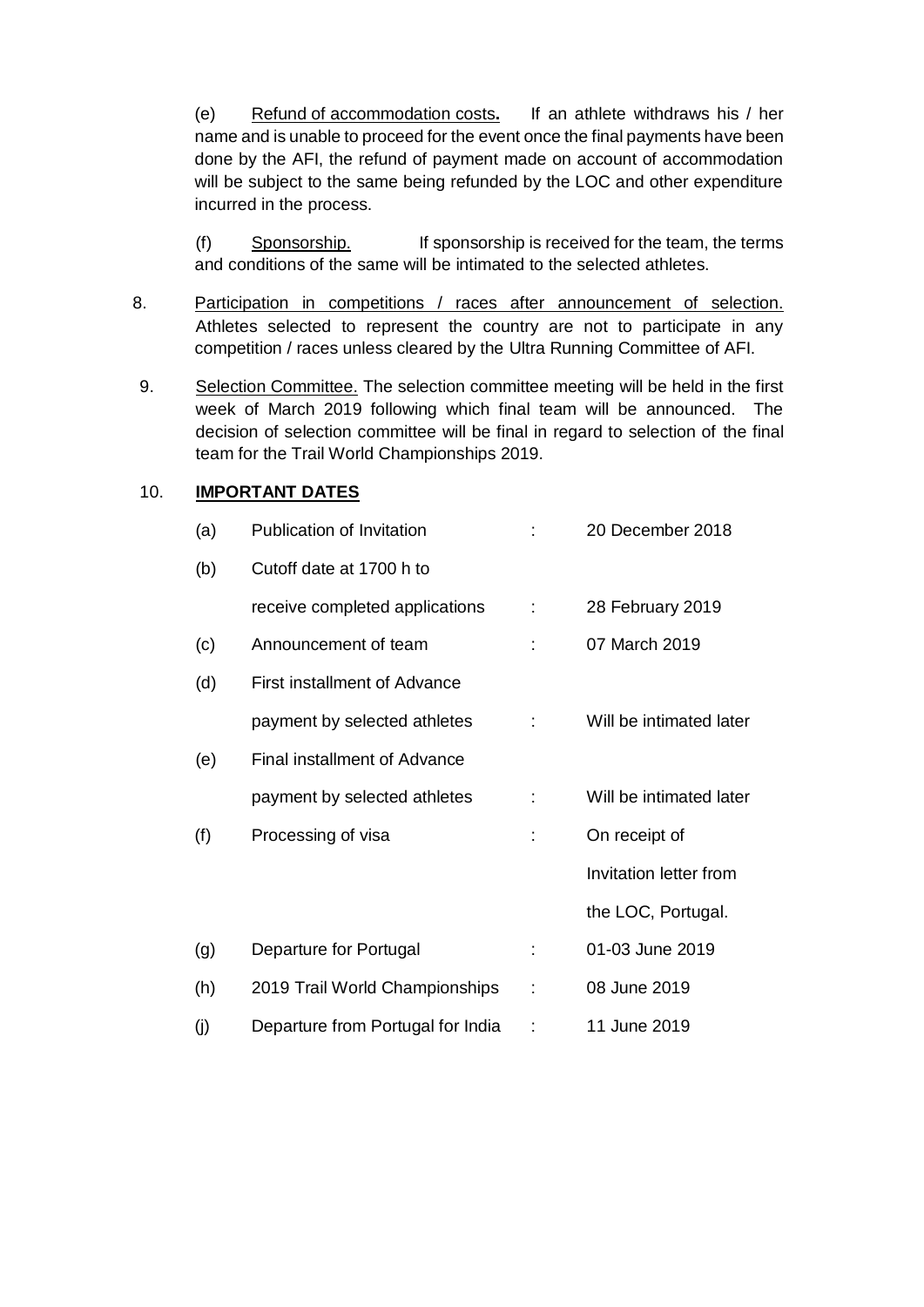(e) Refund of accommodation costs**.** If an athlete withdraws his / her name and is unable to proceed for the event once the final payments have been done by the AFI, the refund of payment made on account of accommodation will be subject to the same being refunded by the LOC and other expenditure incurred in the process.

(f) Sponsorship. If sponsorship is received for the team, the terms and conditions of the same will be intimated to the selected athletes.

8. Participation in competitions / races after announcement of selection. Athletes selected to represent the country are not to participate in any competition / races unless cleared by the Ultra Running Committee of AFI.

9. Selection Committee. The selection committee meeting will be held in the first week of March 2019 following which final team will be announced. The decision of selection committee will be final in regard to selection of the final team for the Trail World Championships 2019.

10. **IMPORTANT DATES**

| | | | |
|---|---|---|---|
| (a) | Publication of Invitation | : | 20 December 2018 |
| (b) | Cutoff date at 1700 h to receive completed applications | : | 28 February 2019 |
| (c) | Announcement of team | : | 07 March 2019 |
| (d) | First installment of Advance payment by selected athletes | : | Will be intimated later |
| (e) | Final installment of Advance payment by selected athletes | : | Will be intimated later |
| (f) | Processing of visa | : | On receipt of Invitation letter from the LOC, Portugal. |
| (g) | Departure for Portugal | : | 01-03 June 2019 |
| (h) | 2019 Trail World Championships | : | 08 June 2019 |
| (j) | Departure from Portugal for India | : | 11 June 2019 |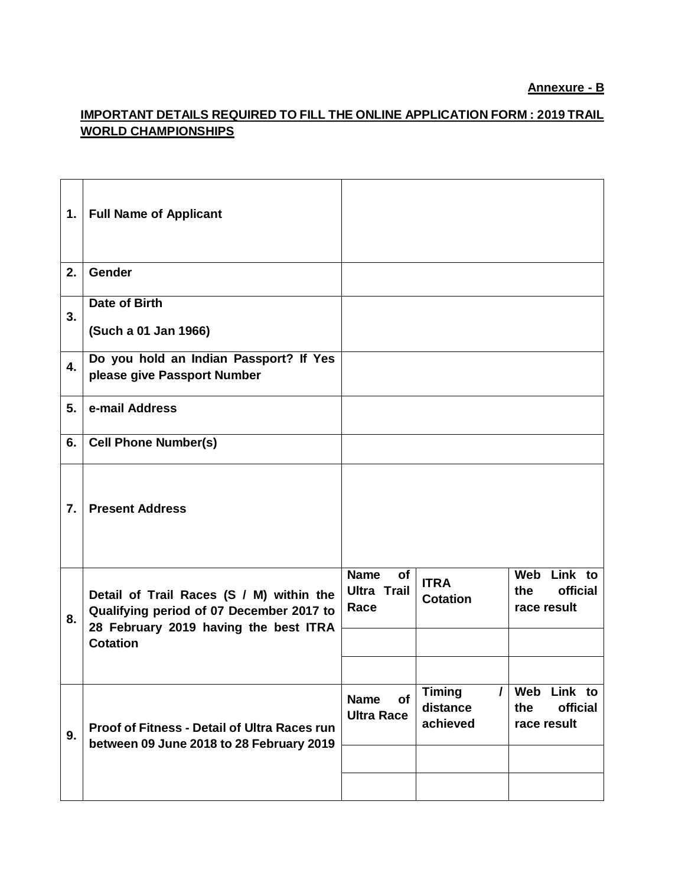**Annexure - B**

**IMPORTANT DETAILS REQUIRED TO FILL THE ONLINE APPLICATION FORM : 2019 TRAIL WORLD CHAMPIONSHIPS**

| | | | | |
|---|---|---|---|---|
| **1.** | **Full Name of Applicant** | | | |
| **2.** | **Gender** | | | |
| **3.** | **Date of Birth**<br><br>**(Such a 01 Jan 1966)** | | | |
| **4.** | **Do you hold an Indian Passport? If Yes please give Passport Number** | | | |
| **5.** | **e-mail Address** | | | |
| **6.** | **Cell Phone Number(s)** | | | |
| **7.** | **Present Address** | | | |
| **8.** | **Detail of Trail Races (S / M) within the Qualifying period of 07 December 2017 to 28 February 2019 having the best ITRA Cotation** | **Name of Ultra Trail Race** | **ITRA Cotation** | **Web Link to the official race result** |
| | | | | |
| | | | | |
| **9.** | **Proof of Fitness - Detail of Ultra Races run between 09 June 2018 to 28 February 2019** | **Name of Ultra Race** | **Timing / distance achieved** | **Web Link to the official race result** |
| | | | | |
| | | | | |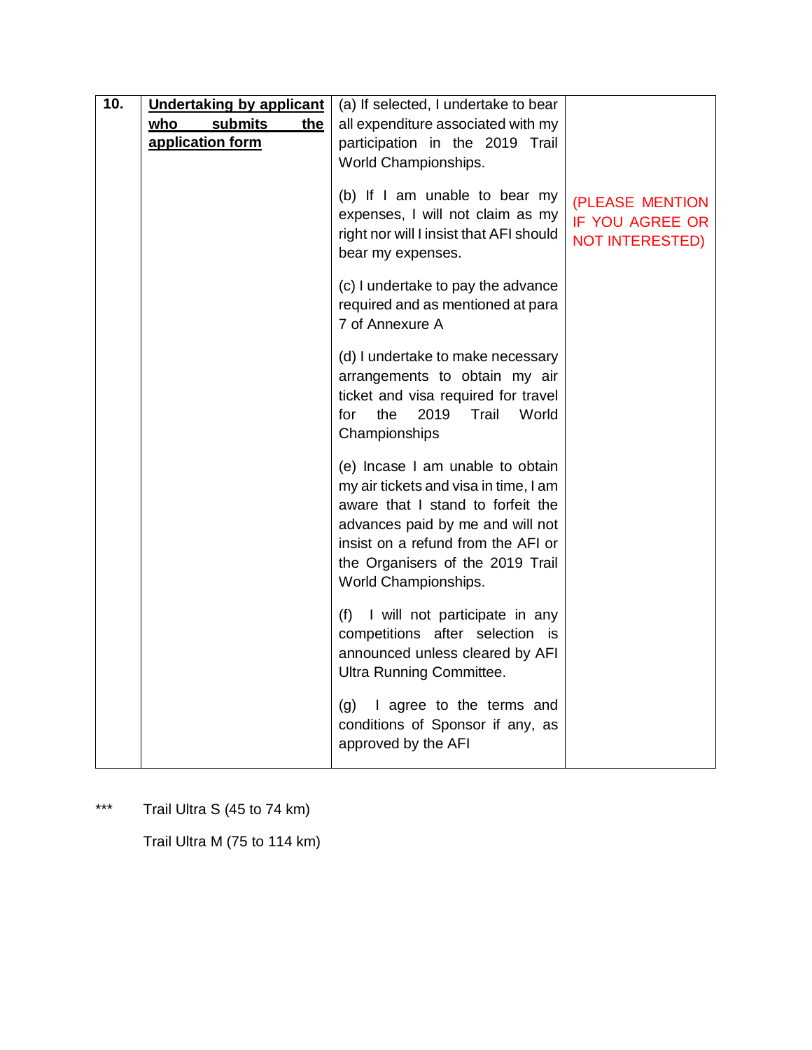| | | | |
|---|---|---|---|
| **10.** | **Undertaking by applicant who submits the application form** | (a) If selected, I undertake to bear all expenditure associated with my participation in the 2019 Trail World Championships.<br><br>(b) If I am unable to bear my expenses, I will not claim as my right nor will I insist that AFI should bear my expenses.<br><br>(c) I undertake to pay the advance required and as mentioned at para 7 of Annexure A<br><br>(d) I undertake to make necessary arrangements to obtain my air ticket and visa required for travel for the 2019 Trail World Championships<br><br>(e) Incase I am unable to obtain my air tickets and visa in time, I am aware that I stand to forfeit the advances paid by me and will not insist on a refund from the AFI or the Organisers of the 2019 Trail World Championships.<br><br>(f) I will not participate in any competitions after selection is announced unless cleared by AFI Ultra Running Committee.<br><br>(g) I agree to the terms and conditions of Sponsor if any, as approved by the AFI | (PLEASE MENTION IF YOU AGREE OR NOT INTERESTED) |

*** Trail Ultra S (45 to 74 km)

Trail Ultra M (75 to 114 km)